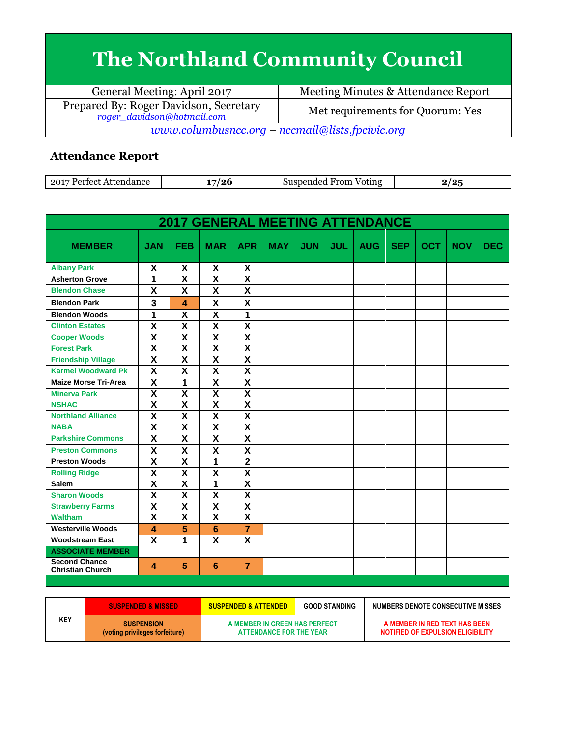# The Northland Community Council

| General Meeting: April 2017 | Meeting Minutes & Attendance Report |
|---|---|
| Prepared By: Roger Davidson, Secretary<br>roger_davidson@hotmail.com | Met requirements for Quorum: Yes |

www.columbusncc.org – nccmail@lists.fpcivic.org

### Attendance Report

| 2017 Perfect Attendance | 17/26 | Suspended From Voting | 2/25 |
|---|---|---|---|

**2017 GENERAL MEETING ATTENDANCE**

| MEMBER | JAN | FEB | MAR | APR | MAY | JUN | JUL | AUG | SEP | OCT | NOV | DEC |
|---|---|---|---|---|---|---|---|---|---|---|---|---|
| Albany Park | X | X | X | X | | | | | | | | |
| Asherton Grove | 1 | X | X | X | | | | | | | | |
| Blendon Chase | X | X | X | X | | | | | | | | |
| Blendon Park | 3 | 4 | X | X | | | | | | | | |
| Blendon Woods | 1 | X | X | 1 | | | | | | | | |
| Clinton Estates | X | X | X | X | | | | | | | | |
| Cooper Woods | X | X | X | X | | | | | | | | |
| Forest Park | X | X | X | X | | | | | | | | |
| Friendship Village | X | X | X | X | | | | | | | | |
| Karmel Woodward Pk | X | X | X | X | | | | | | | | |
| Maize Morse Tri-Area | X | 1 | X | X | | | | | | | | |
| Minerva Park | X | X | X | X | | | | | | | | |
| NSHAC | X | X | X | X | | | | | | | | |
| Northland Alliance | X | X | X | X | | | | | | | | |
| NABA | X | X | X | X | | | | | | | | |
| Parkshire Commons | X | X | X | X | | | | | | | | |
| Preston Commons | X | X | X | X | | | | | | | | |
| Preston Woods | X | X | 1 | 2 | | | | | | | | |
| Rolling Ridge | X | X | X | X | | | | | | | | |
| Salem | X | X | 1 | X | | | | | | | | |
| Sharon Woods | X | X | X | X | | | | | | | | |
| Strawberry Farms | X | X | X | X | | | | | | | | |
| Waltham | X | X | X | X | | | | | | | | |
| Westerville Woods | 4 | 5 | 6 | 7 | | | | | | | | |
| Woodstream East | X | 1 | X | X | | | | | | | | |
| **ASSOCIATE MEMBER** | | | | | | | | | | | | |
| Second Chance Christian Church | 4 | 5 | 6 | 7 | | | | | | | | |

| KEY | SUSPENDED & MISSED | SUSPENDED & ATTENDED | GOOD STANDING | NUMBERS DENOTE CONSECUTIVE MISSES |
|---|---|---|---|---|
| | SUSPENSION (voting privileges forfeiture) | A MEMBER IN GREEN HAS PERFECT ATTENDANCE FOR THE YEAR | | A MEMBER IN RED TEXT HAS BEEN NOTIFIED OF EXPULSION ELIGIBILITY |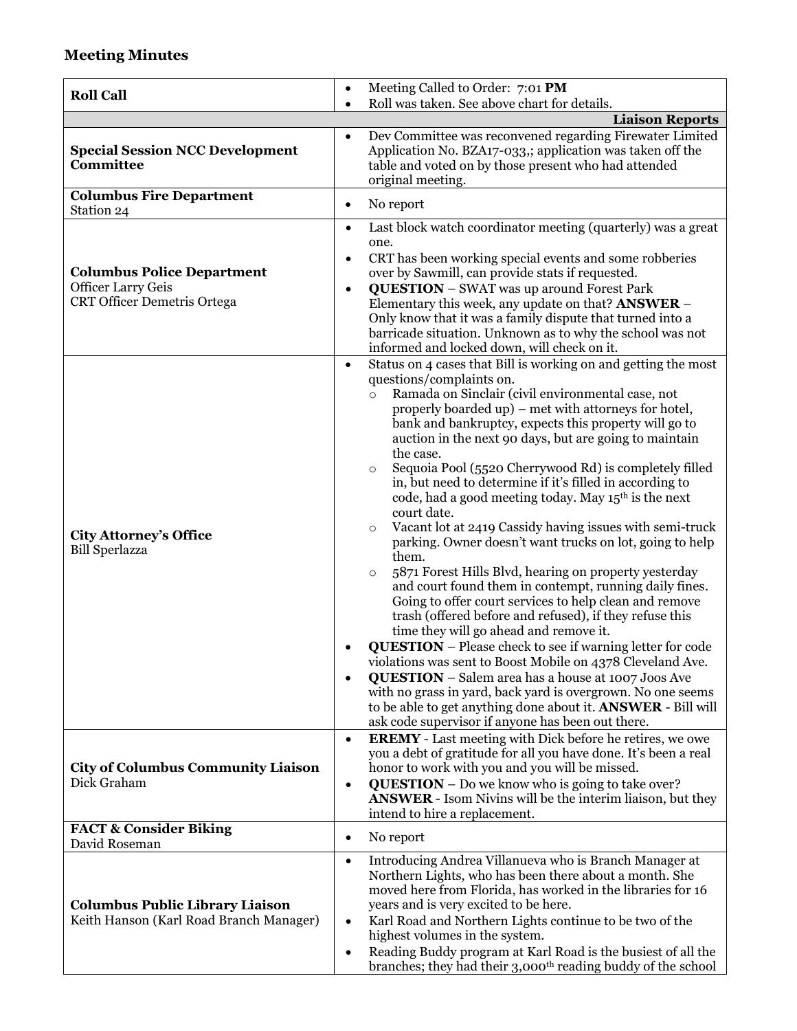### Meeting Minutes

| | |
|---|---|
| **Roll Call** | • Meeting Called to Order: 7:01 **PM**<br>• Roll was taken. See above chart for details. |
| | **Liaison Reports** |
| **Special Session NCC Development Committee** | • Dev Committee was reconvened regarding Firewater Limited Application No. BZA17-033,; application was taken off the table and voted on by those present who had attended original meeting. |
| **Columbus Fire Department**<br>Station 24 | • No report |
| **Columbus Police Department**<br>Officer Larry Geis<br>CRT Officer Demetris Ortega | • Last block watch coordinator meeting (quarterly) was a great one.<br>• CRT has been working special events and some robberies over by Sawmill, can provide stats if requested.<br>• **QUESTION** – SWAT was up around Forest Park Elementary this week, any update on that? **ANSWER** – Only know that it was a family dispute that turned into a barricade situation. Unknown as to why the school was not informed and locked down, will check on it. |
| **City Attorney's Office**<br>Bill Sperlazza | • Status on 4 cases that Bill is working on and getting the most questions/complaints on.<br>&nbsp;&nbsp;&nbsp;&nbsp;○ Ramada on Sinclair (civil environmental case, not properly boarded up) – met with attorneys for hotel, bank and bankruptcy, expects this property will go to auction in the next 90 days, but are going to maintain the case.<br>&nbsp;&nbsp;&nbsp;&nbsp;○ Sequoia Pool (5520 Cherrywood Rd) is completely filled in, but need to determine if it's filled in according to code, had a good meeting today. May 15th is the next court date.<br>&nbsp;&nbsp;&nbsp;&nbsp;○ Vacant lot at 2419 Cassidy having issues with semi-truck parking. Owner doesn't want trucks on lot, going to help them.<br>&nbsp;&nbsp;&nbsp;&nbsp;○ 5871 Forest Hills Blvd, hearing on property yesterday and court found them in contempt, running daily fines. Going to offer court services to help clean and remove trash (offered before and refused), if they refuse this time they will go ahead and remove it.<br>• **QUESTION** – Please check to see if warning letter for code violations was sent to Boost Mobile on 4378 Cleveland Ave.<br>• **QUESTION** – Salem area has a house at 1007 Joos Ave with no grass in yard, back yard is overgrown. No one seems to be able to get anything done about it. **ANSWER** - Bill will ask code supervisor if anyone has been out there. |
| **City of Columbus Community Liaison**<br>Dick Graham | • **EREMY** - Last meeting with Dick before he retires, we owe you a debt of gratitude for all you have done. It's been a real honor to work with you and you will be missed.<br>• **QUESTION** – Do we know who is going to take over? **ANSWER** - Isom Nivins will be the interim liaison, but they intend to hire a replacement. |
| **FACT & Consider Biking**<br>David Roseman | • No report |
| **Columbus Public Library Liaison**<br>Keith Hanson (Karl Road Branch Manager) | • Introducing Andrea Villanueva who is Branch Manager at Northern Lights, who has been there about a month. She moved here from Florida, has worked in the libraries for 16 years and is very excited to be here.<br>• Karl Road and Northern Lights continue to be two of the highest volumes in the system.<br>• Reading Buddy program at Karl Road is the busiest of all the branches; they had their 3,000th reading buddy of the school |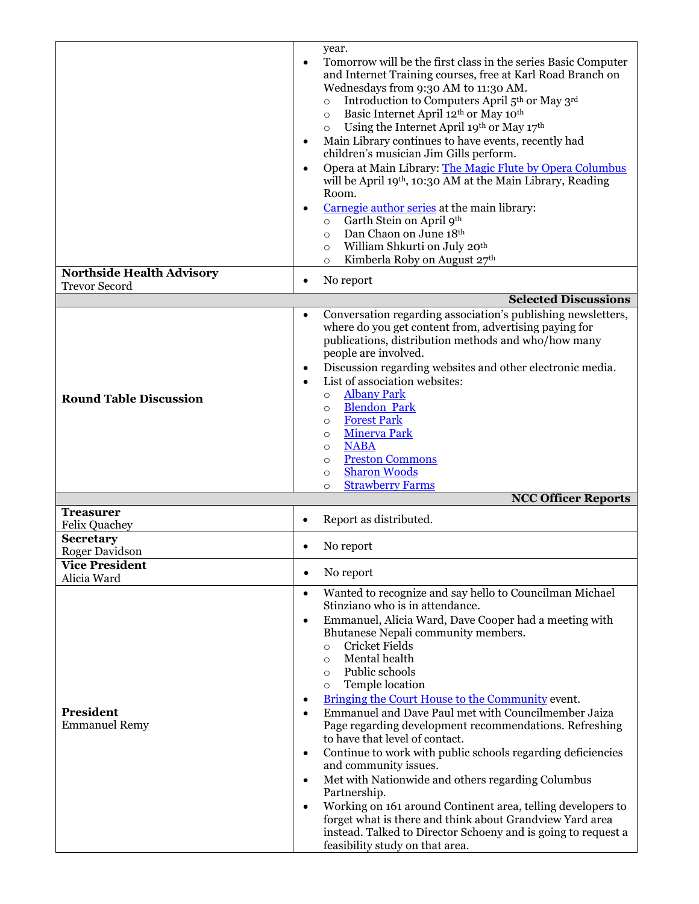| | |
|---|---|
| | year.<br>• Tomorrow will be the first class in the series Basic Computer and Internet Training courses, free at Karl Road Branch on Wednesdays from 9:30 AM to 11:30 AM.<br>  ○ Introduction to Computers April 5th or May 3rd<br>  ○ Basic Internet April 12th or May 10th<br>  ○ Using the Internet April 19th or May 17th<br>• Main Library continues to have events, recently had children's musician Jim Gills perform.<br>• Opera at Main Library: The Magic Flute by Opera Columbus will be April 19th, 10:30 AM at the Main Library, Reading Room.<br>• Carnegie author series at the main library:<br>  ○ Garth Stein on April 9th<br>  ○ Dan Chaon on June 18th<br>  ○ William Shkurti on July 20th<br>  ○ Kimberla Roby on August 27th |
| **Northside Health Advisory**<br>Trevor Secord | • No report |
| | **Selected Discussions** |
| **Round Table Discussion** | • Conversation regarding association's publishing newsletters, where do you get content from, advertising paying for publications, distribution methods and who/how many people are involved.<br>• Discussion regarding websites and other electronic media.<br>• List of association websites:<br>  ○ Albany Park<br>  ○ Blendon Park<br>  ○ Forest Park<br>  ○ Minerva Park<br>  ○ NABA<br>  ○ Preston Commons<br>  ○ Sharon Woods<br>  ○ Strawberry Farms |
| | **NCC Officer Reports** |
| **Treasurer**<br>Felix Quachey | • Report as distributed. |
| **Secretary**<br>Roger Davidson | • No report |
| **Vice President**<br>Alicia Ward | • No report |
| **President**<br>Emmanuel Remy | • Wanted to recognize and say hello to Councilman Michael Stinziano who is in attendance.<br>• Emmanuel, Alicia Ward, Dave Cooper had a meeting with Bhutanese Nepali community members.<br>  ○ Cricket Fields<br>  ○ Mental health<br>  ○ Public schools<br>  ○ Temple location<br>• Bringing the Court House to the Community event.<br>• Emmanuel and Dave Paul met with Councilmember Jaiza Page regarding development recommendations. Refreshing to have that level of contact.<br>• Continue to work with public schools regarding deficiencies and community issues.<br>• Met with Nationwide and others regarding Columbus Partnership.<br>• Working on 161 around Continent area, telling developers to forget what is there and think about Grandview Yard area instead. Talked to Director Schoeny and is going to request a feasibility study on that area. |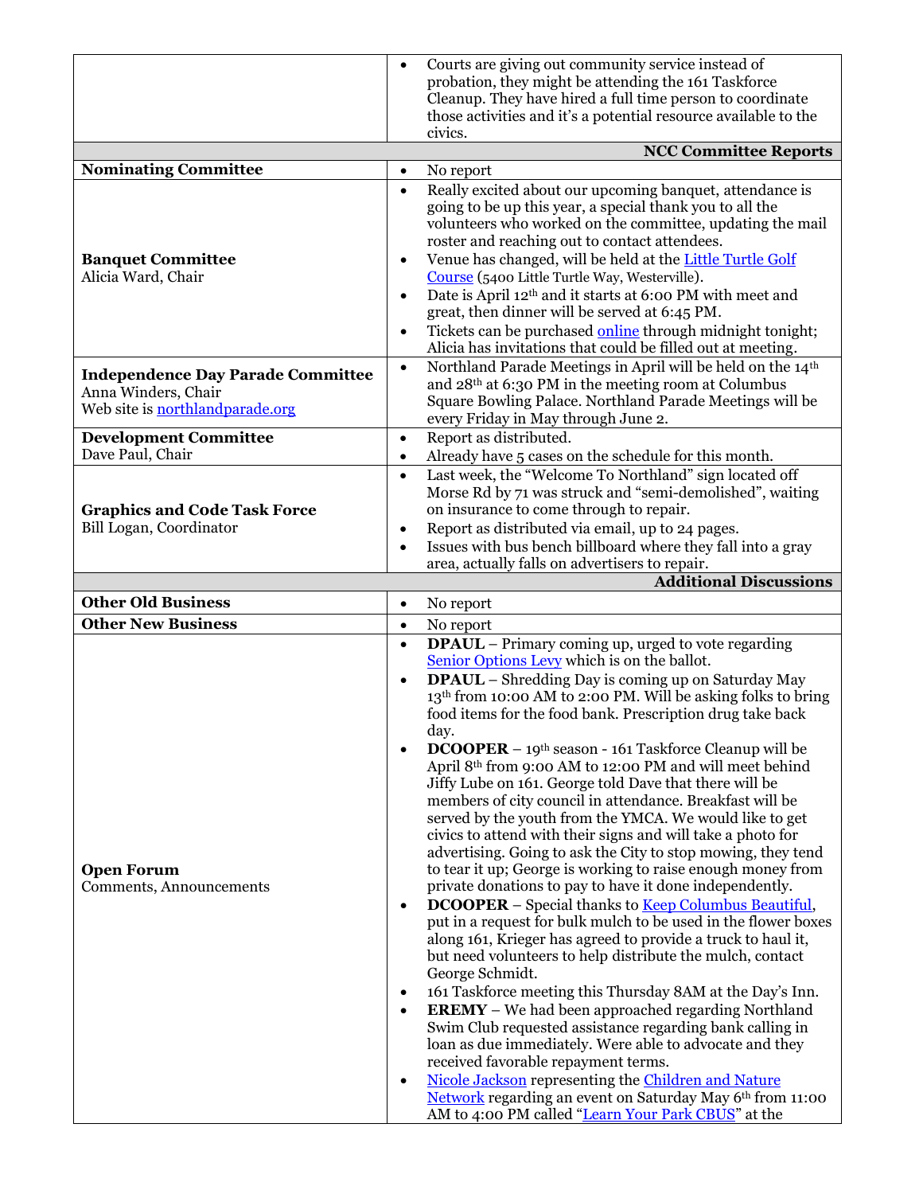| | |
|---|---|
| | • Courts are giving out community service instead of probation, they might be attending the 161 Taskforce Cleanup. They have hired a full time person to coordinate those activities and it's a potential resource available to the civics. |
| | **NCC Committee Reports** |
| **Nominating Committee** | • No report |
| **Banquet Committee**<br>Alicia Ward, Chair | • Really excited about our upcoming banquet, attendance is going to be up this year, a special thank you to all the volunteers who worked on the committee, updating the mail roster and reaching out to contact attendees.<br>• Venue has changed, will be held at the Little Turtle Golf Course (5400 Little Turtle Way, Westerville).<br>• Date is April 12th and it starts at 6:00 PM with meet and great, then dinner will be served at 6:45 PM.<br>• Tickets can be purchased online through midnight tonight; Alicia has invitations that could be filled out at meeting. |
| **Independence Day Parade Committee**<br>Anna Winders, Chair<br>Web site is northlandparade.org | • Northland Parade Meetings in April will be held on the 14th and 28th at 6:30 PM in the meeting room at Columbus Square Bowling Palace. Northland Parade Meetings will be every Friday in May through June 2. |
| **Development Committee**<br>Dave Paul, Chair | • Report as distributed.<br>• Already have 5 cases on the schedule for this month. |
| **Graphics and Code Task Force**<br>Bill Logan, Coordinator | • Last week, the "Welcome To Northland" sign located off Morse Rd by 71 was struck and "semi-demolished", waiting on insurance to come through to repair.<br>• Report as distributed via email, up to 24 pages.<br>• Issues with bus bench billboard where they fall into a gray area, actually falls on advertisers to repair. |
| | **Additional Discussions** |
| **Other Old Business** | • No report |
| **Other New Business** | • No report |
| **Open Forum**<br>Comments, Announcements | • **DPAUL** – Primary coming up, urged to vote regarding Senior Options Levy which is on the ballot.<br>• **DPAUL** – Shredding Day is coming up on Saturday May 13th from 10:00 AM to 2:00 PM. Will be asking folks to bring food items for the food bank. Prescription drug take back day.<br>• **DCOOPER** – 19th season - 161 Taskforce Cleanup will be April 8th from 9:00 AM to 12:00 PM and will meet behind Jiffy Lube on 161. George told Dave that there will be members of city council in attendance. Breakfast will be served by the youth from the YMCA. We would like to get civics to attend with their signs and will take a photo for advertising. Going to ask the City to stop mowing, they tend to tear it up; George is working to raise enough money from private donations to pay to have it done independently.<br>• **DCOOPER** – Special thanks to Keep Columbus Beautiful, put in a request for bulk mulch to be used in the flower boxes along 161, Krieger has agreed to provide a truck to haul it, but need volunteers to help distribute the mulch, contact George Schmidt.<br>• 161 Taskforce meeting this Thursday 8AM at the Day's Inn.<br>• **EREMY** – We had been approached regarding Northland Swim Club requested assistance regarding bank calling in loan as due immediately. Were able to advocate and they received favorable repayment terms.<br>• Nicole Jackson representing the Children and Nature Network regarding an event on Saturday May 6th from 11:00 AM to 4:00 PM called "Learn Your Park CBUS" at the |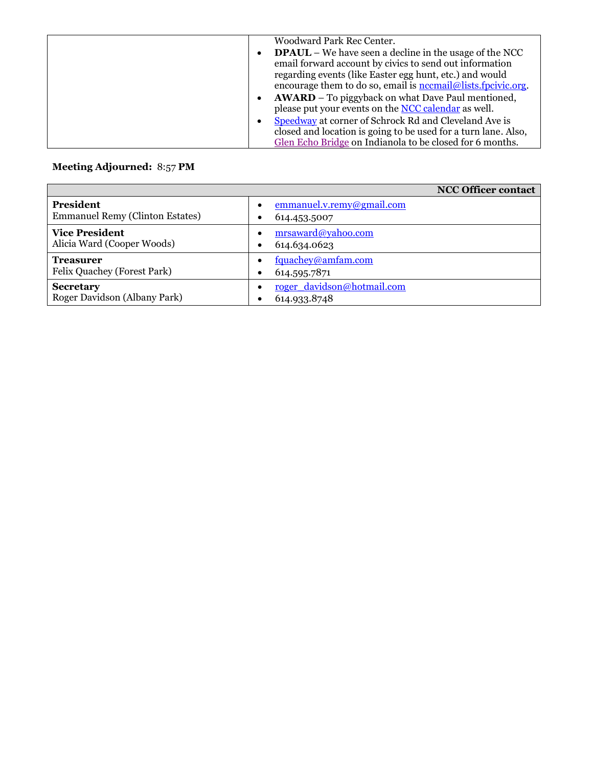| | |
|---|---|
| | Woodward Park Rec Center.<br>• **DPAUL** – We have seen a decline in the usage of the NCC email forward account by civics to send out information regarding events (like Easter egg hunt, etc.) and would encourage them to do so, email is nccmail@lists.fpcivic.org.<br>• **AWARD** – To piggyback on what Dave Paul mentioned, please put your events on the NCC calendar as well.<br>• Speedway at corner of Schrock Rd and Cleveland Ave is closed and location is going to be used for a turn lane. Also, Glen Echo Bridge on Indianola to be closed for 6 months. |

**Meeting Adjourned:** 8:57 **PM**

| | **NCC Officer contact** |
|---|---|
| **President**<br>Emmanuel Remy (Clinton Estates) | • emmanuel.v.remy@gmail.com<br>• 614.453.5007 |
| **Vice President**<br>Alicia Ward (Cooper Woods) | • mrsaward@yahoo.com<br>• 614.634.0623 |
| **Treasurer**<br>Felix Quachey (Forest Park) | • fquachey@amfam.com<br>• 614.595.7871 |
| **Secretary**<br>Roger Davidson (Albany Park) | • roger_davidson@hotmail.com<br>• 614.933.8748 |